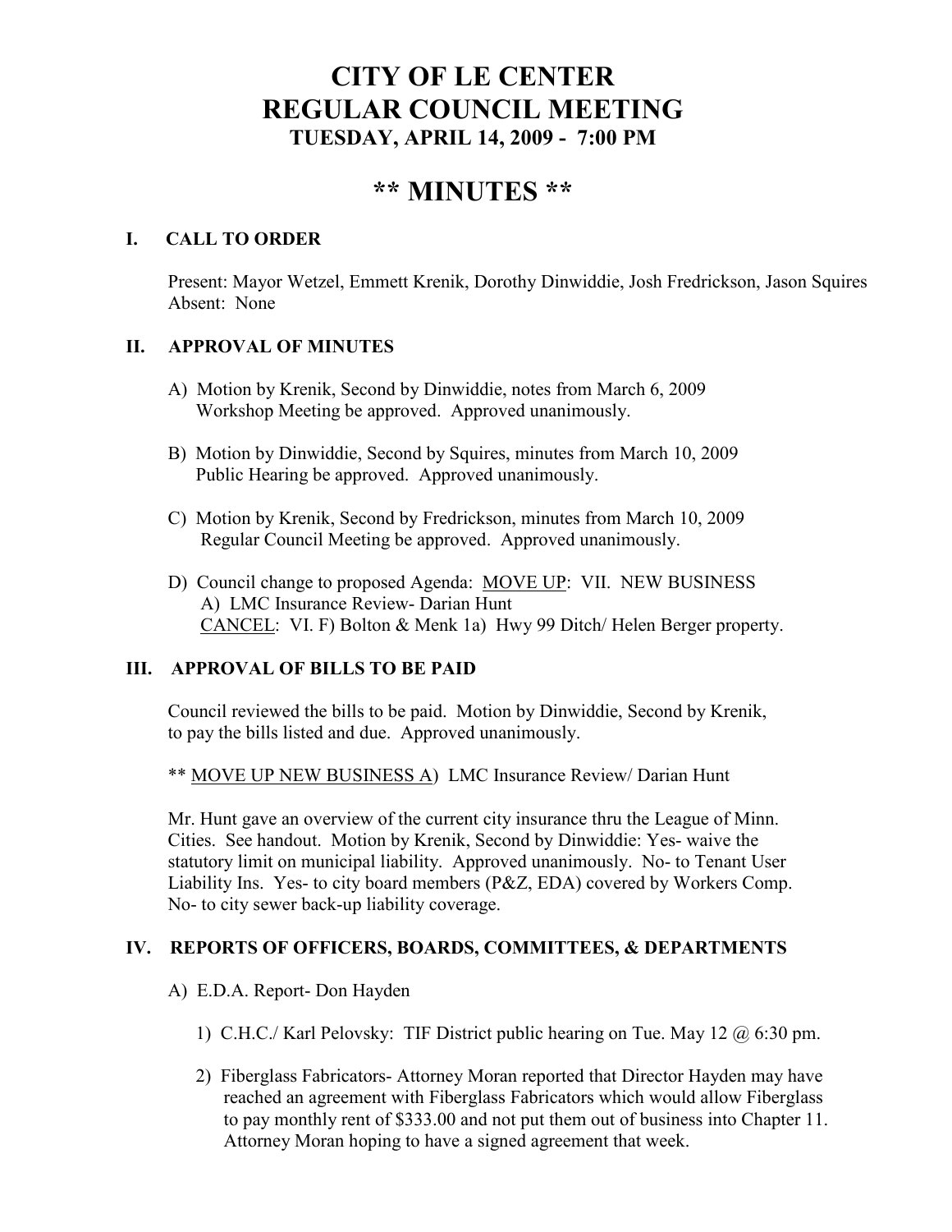# CITY OF LE CENTER
# REGULAR COUNCIL MEETING
### TUESDAY, APRIL 14, 2009 - 7:00 PM

# ** MINUTES **

## I. CALL TO ORDER

Present: Mayor Wetzel, Emmett Krenik, Dorothy Dinwiddie, Josh Fredrickson, Jason Squires
Absent: None

## II. APPROVAL OF MINUTES

A) Motion by Krenik, Second by Dinwiddie, notes from March 6, 2009 Workshop Meeting be approved. Approved unanimously.

B) Motion by Dinwiddie, Second by Squires, minutes from March 10, 2009 Public Hearing be approved. Approved unanimously.

C) Motion by Krenik, Second by Fredrickson, minutes from March 10, 2009 Regular Council Meeting be approved. Approved unanimously.

D) Council change to proposed Agenda: MOVE UP: VII. NEW BUSINESS
A) LMC Insurance Review- Darian Hunt
CANCEL: VI. F) Bolton & Menk 1a) Hwy 99 Ditch/ Helen Berger property.

## III. APPROVAL OF BILLS TO BE PAID

Council reviewed the bills to be paid. Motion by Dinwiddie, Second by Krenik, to pay the bills listed and due. Approved unanimously.

** MOVE UP NEW BUSINESS A) LMC Insurance Review/ Darian Hunt

Mr. Hunt gave an overview of the current city insurance thru the League of Minn. Cities. See handout. Motion by Krenik, Second by Dinwiddie: Yes- waive the statutory limit on municipal liability. Approved unanimously. No- to Tenant User Liability Ins. Yes- to city board members (P&Z, EDA) covered by Workers Comp. No- to city sewer back-up liability coverage.

## IV. REPORTS OF OFFICERS, BOARDS, COMMITTEES, & DEPARTMENTS

A) E.D.A. Report- Don Hayden

1) C.H.C./ Karl Pelovsky: TIF District public hearing on Tue. May 12 @ 6:30 pm.

2) Fiberglass Fabricators- Attorney Moran reported that Director Hayden may have reached an agreement with Fiberglass Fabricators which would allow Fiberglass to pay monthly rent of $333.00 and not put them out of business into Chapter 11. Attorney Moran hoping to have a signed agreement that week.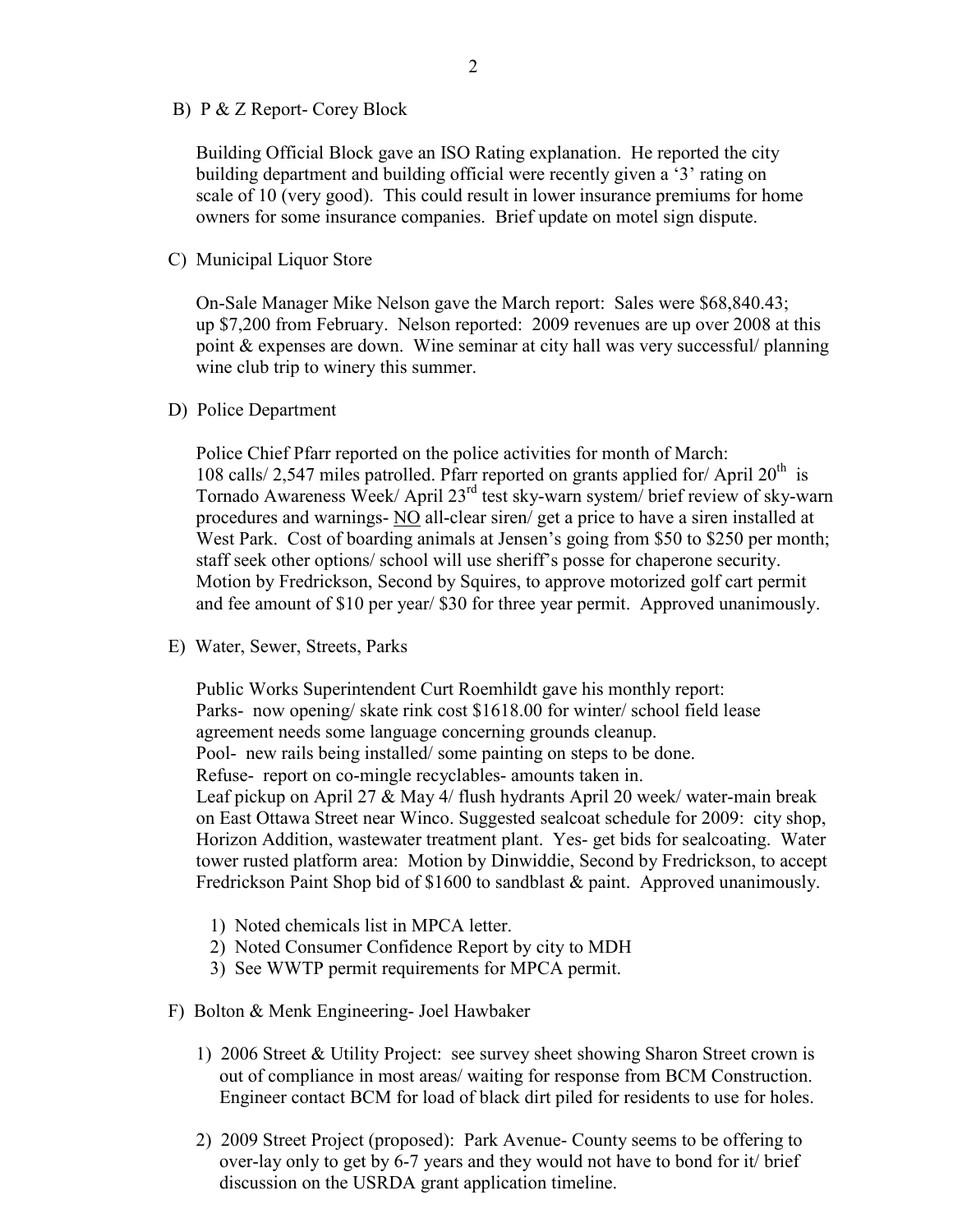B) P & Z Report- Corey Block

Building Official Block gave an ISO Rating explanation. He reported the city building department and building official were recently given a '3' rating on scale of 10 (very good). This could result in lower insurance premiums for home owners for some insurance companies. Brief update on motel sign dispute.

C) Municipal Liquor Store

On-Sale Manager Mike Nelson gave the March report: Sales were $68,840.43; up $7,200 from February. Nelson reported: 2009 revenues are up over 2008 at this point & expenses are down. Wine seminar at city hall was very successful/ planning wine club trip to winery this summer.

D) Police Department

Police Chief Pfarr reported on the police activities for month of March: 108 calls/ 2,547 miles patrolled. Pfarr reported on grants applied for/ April 20th is Tornado Awareness Week/ April 23rd test sky-warn system/ brief review of sky-warn procedures and warnings- NO all-clear siren/ get a price to have a siren installed at West Park. Cost of boarding animals at Jensen's going from $50 to $250 per month; staff seek other options/ school will use sheriff's posse for chaperone security. Motion by Fredrickson, Second by Squires, to approve motorized golf cart permit and fee amount of $10 per year/ $30 for three year permit. Approved unanimously.

E) Water, Sewer, Streets, Parks

Public Works Superintendent Curt Roemhildt gave his monthly report:
Parks- now opening/ skate rink cost $1618.00 for winter/ school field lease agreement needs some language concerning grounds cleanup.
Pool- new rails being installed/ some painting on steps to be done.
Refuse- report on co-mingle recyclables- amounts taken in.
Leaf pickup on April 27 & May 4/ flush hydrants April 20 week/ water-main break on East Ottawa Street near Winco. Suggested sealcoat schedule for 2009: city shop, Horizon Addition, wastewater treatment plant. Yes- get bids for sealcoating. Water tower rusted platform area: Motion by Dinwiddie, Second by Fredrickson, to accept Fredrickson Paint Shop bid of $1600 to sandblast & paint. Approved unanimously.

1) Noted chemicals list in MPCA letter.
2) Noted Consumer Confidence Report by city to MDH
3) See WWTP permit requirements for MPCA permit.

F) Bolton & Menk Engineering- Joel Hawbaker

1) 2006 Street & Utility Project: see survey sheet showing Sharon Street crown is out of compliance in most areas/ waiting for response from BCM Construction. Engineer contact BCM for load of black dirt piled for residents to use for holes.

2) 2009 Street Project (proposed): Park Avenue- County seems to be offering to over-lay only to get by 6-7 years and they would not have to bond for it/ brief discussion on the USRDA grant application timeline.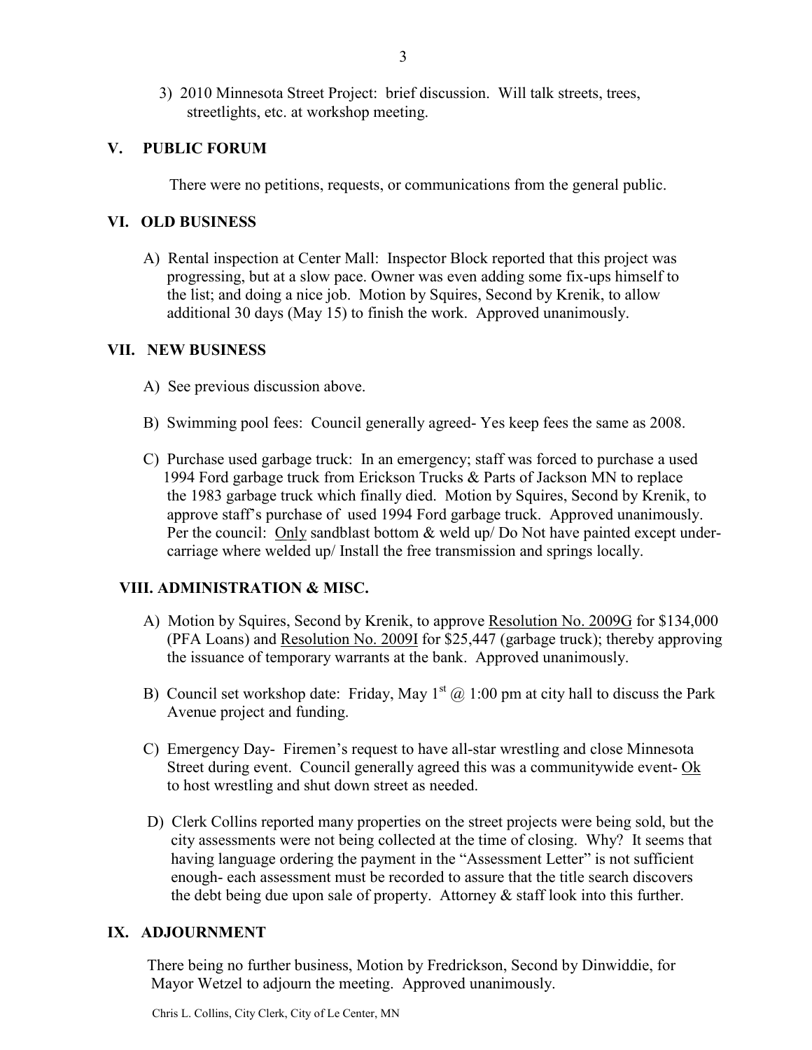3) 2010 Minnesota Street Project: brief discussion. Will talk streets, trees, streetlights, etc. at workshop meeting.

## V. PUBLIC FORUM

There were no petitions, requests, or communications from the general public.

## VI. OLD BUSINESS

A) Rental inspection at Center Mall: Inspector Block reported that this project was progressing, but at a slow pace. Owner was even adding some fix-ups himself to the list; and doing a nice job. Motion by Squires, Second by Krenik, to allow additional 30 days (May 15) to finish the work. Approved unanimously.

## VII. NEW BUSINESS

A) See previous discussion above.

B) Swimming pool fees: Council generally agreed- Yes keep fees the same as 2008.

C) Purchase used garbage truck: In an emergency; staff was forced to purchase a used 1994 Ford garbage truck from Erickson Trucks & Parts of Jackson MN to replace the 1983 garbage truck which finally died. Motion by Squires, Second by Krenik, to approve staff's purchase of used 1994 Ford garbage truck. Approved unanimously. Per the council: <u>Only</u> sandblast bottom & weld up/ Do Not have painted except under-carriage where welded up/ Install the free transmission and springs locally.

## VIII. ADMINISTRATION & MISC.

A) Motion by Squires, Second by Krenik, to approve <u>Resolution No. 2009G</u> for $134,000 (PFA Loans) and <u>Resolution No. 2009I</u> for $25,447 (garbage truck); thereby approving the issuance of temporary warrants at the bank. Approved unanimously.

B) Council set workshop date: Friday, May 1st @ 1:00 pm at city hall to discuss the Park Avenue project and funding.

C) Emergency Day- Firemen's request to have all-star wrestling and close Minnesota Street during event. Council generally agreed this was a communitywide event- <u>Ok</u> to host wrestling and shut down street as needed.

D) Clerk Collins reported many properties on the street projects were being sold, but the city assessments were not being collected at the time of closing. Why? It seems that having language ordering the payment in the "Assessment Letter" is not sufficient enough- each assessment must be recorded to assure that the title search discovers the debt being due upon sale of property. Attorney & staff look into this further.

## IX. ADJOURNMENT

There being no further business, Motion by Fredrickson, Second by Dinwiddie, for Mayor Wetzel to adjourn the meeting. Approved unanimously.

Chris L. Collins, City Clerk, City of Le Center, MN